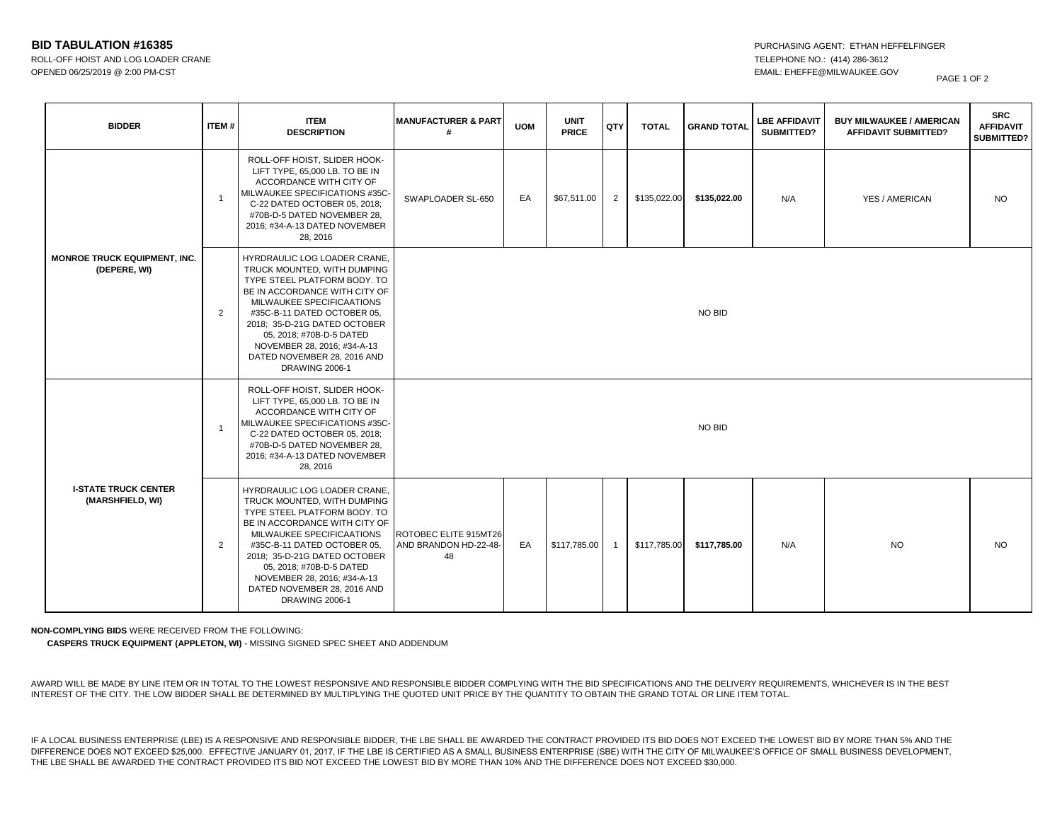# BID TABULATION #16385

ROLL-OFF HOIST AND LOG LOADER CRANE
OPENED 06/25/2019 @ 2:00 PM-CST

PURCHASING AGENT: ETHAN HEFFELFINGER
TELEPHONE NO.: (414) 286-3612
EMAIL: EHEFFE@MILWAUKEE.GOV

| BIDDER | ITEM # | ITEM DESCRIPTION | MANUFACTURER & PART # | UOM | UNIT PRICE | QTY | TOTAL | GRAND TOTAL | LBE AFFIDAVIT SUBMITTED? | BUY MILWAUKEE / AMERICAN AFFIDAVIT SUBMITTED? | SRC AFFIDAVIT SUBMITTED? |
|---|---|---|---|---|---|---|---|---|---|---|---|
| MONROE TRUCK EQUIPMENT, INC. (DEPERE, WI) | 1 | ROLL-OFF HOIST, SLIDER HOOK-LIFT TYPE, 65,000 LB. TO BE IN ACCORDANCE WITH CITY OF MILWAUKEE SPECIFICATIONS #35C-C-22 DATED OCTOBER 05, 2018; #70B-D-5 DATED NOVEMBER 28, 2016; #34-A-13 DATED NOVEMBER 28, 2016 | SWAPLOADER SL-650 | EA | $67,511.00 | 2 | $135,022.00 | $135,022.00 | N/A | YES / AMERICAN | NO |
| | 2 | HYRDRAULIC LOG LOADER CRANE, TRUCK MOUNTED, WITH DUMPING TYPE STEEL PLATFORM BODY. TO BE IN ACCORDANCE WITH CITY OF MILWAUKEE SPECIFICAATIONS #35C-B-11 DATED OCTOBER 05, 2018; 35-D-21G DATED OCTOBER 05, 2018; #70B-D-5 DATED NOVEMBER 28, 2016; #34-A-13 DATED NOVEMBER 28, 2016 AND DRAWING 2006-1 | NO BID | | | | | | | | |
| I-STATE TRUCK CENTER (MARSHFIELD, WI) | 1 | ROLL-OFF HOIST, SLIDER HOOK-LIFT TYPE, 65,000 LB. TO BE IN ACCORDANCE WITH CITY OF MILWAUKEE SPECIFICATIONS #35C-C-22 DATED OCTOBER 05, 2018; #70B-D-5 DATED NOVEMBER 28, 2016; #34-A-13 DATED NOVEMBER 28, 2016 | NO BID | | | | | | | | |
| | 2 | HYRDRAULIC LOG LOADER CRANE, TRUCK MOUNTED, WITH DUMPING TYPE STEEL PLATFORM BODY. TO BE IN ACCORDANCE WITH CITY OF MILWAUKEE SPECIFICAATIONS #35C-B-11 DATED OCTOBER 05, 2018; 35-D-21G DATED OCTOBER 05, 2018; #70B-D-5 DATED NOVEMBER 28, 2016; #34-A-13 DATED NOVEMBER 28, 2016 AND DRAWING 2006-1 | ROTOBEC ELITE 915MT26 AND BRANDON HD-22-48-48 | EA | $117,785.00 | 1 | $117,785.00 | $117,785.00 | N/A | NO | NO |

**NON-COMPLYING BIDS** WERE RECEIVED FROM THE FOLLOWING:

**CASPERS TRUCK EQUIPMENT (APPLETON, WI)** - MISSING SIGNED SPEC SHEET AND ADDENDUM

AWARD WILL BE MADE BY LINE ITEM OR IN TOTAL TO THE LOWEST RESPONSIVE AND RESPONSIBLE BIDDER COMPLYING WITH THE BID SPECIFICATIONS AND THE DELIVERY REQUIREMENTS, WHICHEVER IS IN THE BEST INTEREST OF THE CITY. THE LOW BIDDER SHALL BE DETERMINED BY MULTIPLYING THE QUOTED UNIT PRICE BY THE QUANTITY TO OBTAIN THE GRAND TOTAL OR LINE ITEM TOTAL.

IF A LOCAL BUSINESS ENTERPRISE (LBE) IS A RESPONSIVE AND RESPONSIBLE BIDDER, THE LBE SHALL BE AWARDED THE CONTRACT PROVIDED ITS BID DOES NOT EXCEED THE LOWEST BID BY MORE THAN 5% AND THE DIFFERENCE DOES NOT EXCEED $25,000. EFFECTIVE JANUARY 01, 2017, IF THE LBE IS CERTIFIED AS A SMALL BUSINESS ENTERPRISE (SBE) WITH THE CITY OF MILWAUKEE'S OFFICE OF SMALL BUSINESS DEVELOPMENT, THE LBE SHALL BE AWARDED THE CONTRACT PROVIDED ITS BID NOT EXCEED THE LOWEST BID BY MORE THAN 10% AND THE DIFFERENCE DOES NOT EXCEED $30,000.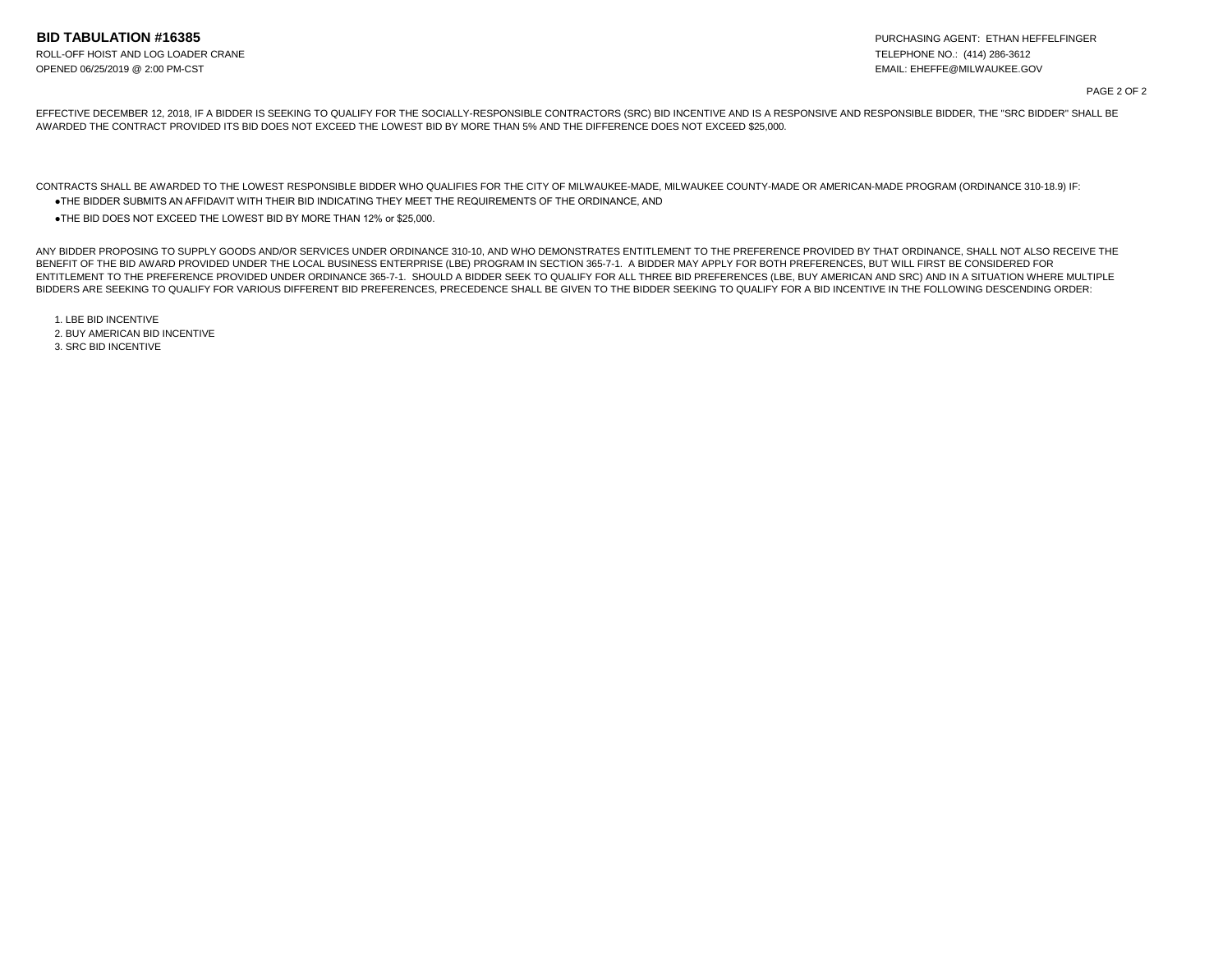**BID TABULATION #16385**

ROLL-OFF HOIST AND LOG LOADER CRANE
OPENED 06/25/2019 @ 2:00 PM-CST

PURCHASING AGENT: ETHAN HEFFELFINGER
TELEPHONE NO.: (414) 286-3612
EMAIL: EHEFFE@MILWAUKEE.GOV

EFFECTIVE DECEMBER 12, 2018, IF A BIDDER IS SEEKING TO QUALIFY FOR THE SOCIALLY-RESPONSIBLE CONTRACTORS (SRC) BID INCENTIVE AND IS A RESPONSIVE AND RESPONSIBLE BIDDER, THE "SRC BIDDER" SHALL BE AWARDED THE CONTRACT PROVIDED ITS BID DOES NOT EXCEED THE LOWEST BID BY MORE THAN 5% AND THE DIFFERENCE DOES NOT EXCEED $25,000.

CONTRACTS SHALL BE AWARDED TO THE LOWEST RESPONSIBLE BIDDER WHO QUALIFIES FOR THE CITY OF MILWAUKEE-MADE, MILWAUKEE COUNTY-MADE OR AMERICAN-MADE PROGRAM (ORDINANCE 310-18.9) IF:

- THE BIDDER SUBMITS AN AFFIDAVIT WITH THEIR BID INDICATING THEY MEET THE REQUIREMENTS OF THE ORDINANCE, AND
- THE BID DOES NOT EXCEED THE LOWEST BID BY MORE THAN 12% or $25,000.

ANY BIDDER PROPOSING TO SUPPLY GOODS AND/OR SERVICES UNDER ORDINANCE 310-10, AND WHO DEMONSTRATES ENTITLEMENT TO THE PREFERENCE PROVIDED BY THAT ORDINANCE, SHALL NOT ALSO RECEIVE THE BENEFIT OF THE BID AWARD PROVIDED UNDER THE LOCAL BUSINESS ENTERPRISE (LBE) PROGRAM IN SECTION 365-7-1. A BIDDER MAY APPLY FOR BOTH PREFERENCES, BUT WILL FIRST BE CONSIDERED FOR ENTITLEMENT TO THE PREFERENCE PROVIDED UNDER ORDINANCE 365-7-1. SHOULD A BIDDER SEEK TO QUALIFY FOR ALL THREE BID PREFERENCES (LBE, BUY AMERICAN AND SRC) AND IN A SITUATION WHERE MULTIPLE BIDDERS ARE SEEKING TO QUALIFY FOR VARIOUS DIFFERENT BID PREFERENCES, PRECEDENCE SHALL BE GIVEN TO THE BIDDER SEEKING TO QUALIFY FOR A BID INCENTIVE IN THE FOLLOWING DESCENDING ORDER:

1. LBE BID INCENTIVE
2. BUY AMERICAN BID INCENTIVE
3. SRC BID INCENTIVE